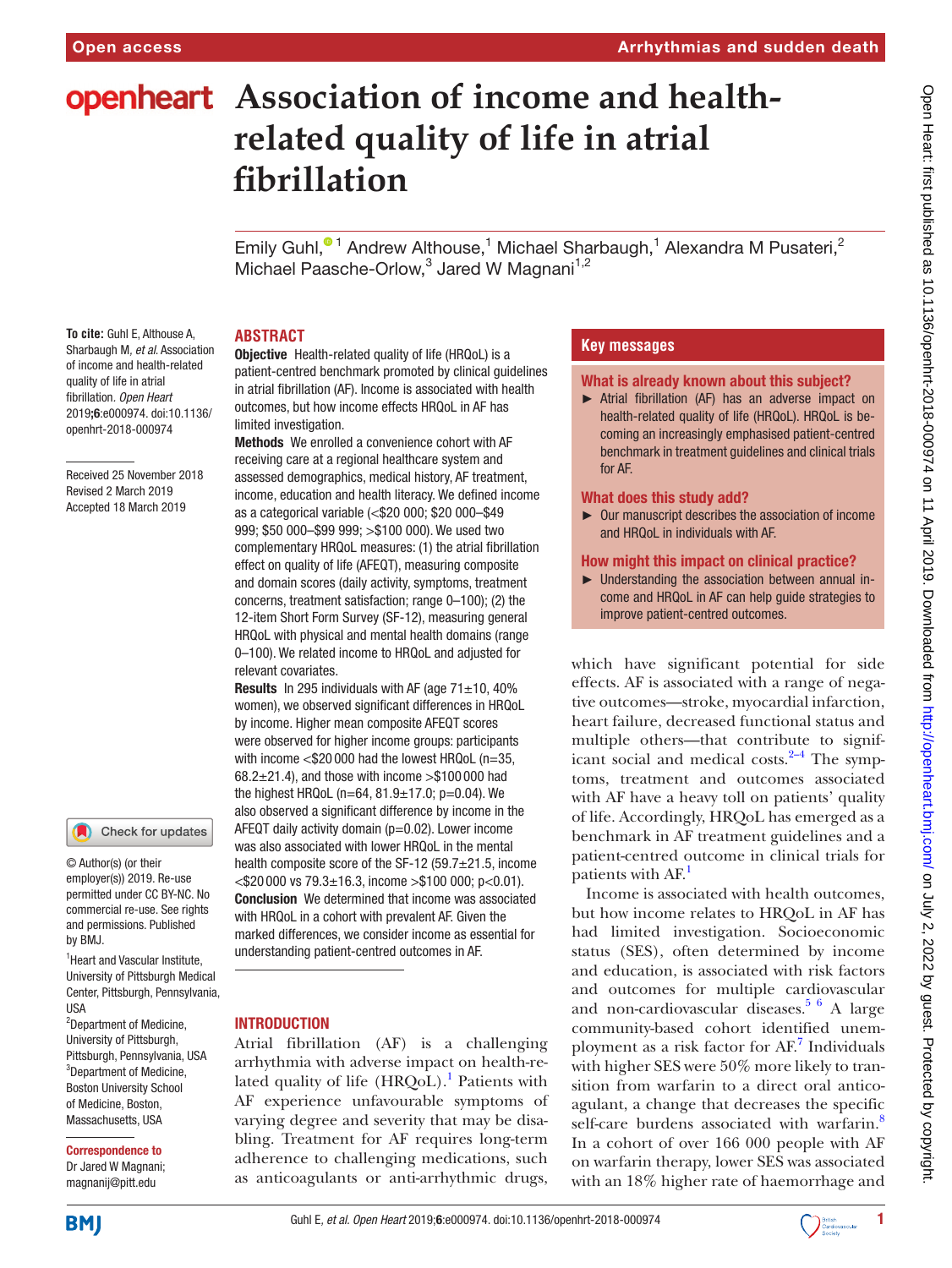# Association of income and health-related quality of life in atrial fibrillation

Emily Guhl,[1] Andrew Althouse,[1] Michael Sharbaugh,[1] Alexandra M Pusateri,[2] Michael Paasche-Orlow,[3] Jared W Magnani[1,2]

**To cite:** Guhl E, Althouse A, Sharbaugh M, *et al*. Association of income and health-related quality of life in atrial fibrillation. *Open Heart* 2019;**6**:e000974. doi:10.1136/openhrt-2018-000974

Received 25 November 2018
Revised 2 March 2019
Accepted 18 March 2019

© Author(s) (or their employer(s)) 2019. Re-use permitted under CC BY-NC. No commercial re-use. See rights and permissions. Published by BMJ.

[1]Heart and Vascular Institute, University of Pittsburgh Medical Center, Pittsburgh, Pennsylvania, USA
[2]Department of Medicine, University of Pittsburgh, Pittsburgh, Pennsylvania, USA
[3]Department of Medicine, Boston University School of Medicine, Boston, Massachusetts, USA

**Correspondence to**
Dr Jared W Magnani; magnanij@pitt.edu

## ABSTRACT

**Objective** Health-related quality of life (HRQoL) is a patient-centred benchmark promoted by clinical guidelines in atrial fibrillation (AF). Income is associated with health outcomes, but how income effects HRQoL in AF has limited investigation.

**Methods** We enrolled a convenience cohort with AF receiving care at a regional healthcare system and assessed demographics, medical history, AF treatment, income, education and health literacy. We defined income as a categorical variable (<\$20 000; \$20 000–\$49 999; \$50 000–\$99 999; >\$100 000). We used two complementary HRQoL measures: (1) the atrial fibrillation effect on quality of life (AFEQT), measuring composite and domain scores (daily activity, symptoms, treatment concerns, treatment satisfaction; range 0–100); (2) the 12-item Short Form Survey (SF-12), measuring general HRQoL with physical and mental health domains (range 0–100). We related income to HRQoL and adjusted for relevant covariates.

**Results** In 295 individuals with AF (age 71±10, 40% women), we observed significant differences in HRQoL by income. Higher mean composite AFEQT scores were observed for higher income groups: participants with income <\$20 000 had the lowest HRQoL (n=35, 68.2±21.4), and those with income >\$100 000 had the highest HRQoL (n=64, 81.9±17.0; p=0.04). We also observed a significant difference by income in the AFEQT daily activity domain (p=0.02). Lower income was also associated with lower HRQoL in the mental health composite score of the SF-12 (59.7±21.5, income <\$20 000 vs 79.3±16.3, income >\$100 000; p<0.01).

**Conclusion** We determined that income was associated with HRQoL in a cohort with prevalent AF. Given the marked differences, we consider income as essential for understanding patient-centred outcomes in AF.

## Key messages

### What is already known about this subject?

- Atrial fibrillation (AF) has an adverse impact on health-related quality of life (HRQoL). HRQoL is becoming an increasingly emphasised patient-centred benchmark in treatment guidelines and clinical trials for AF.

### What does this study add?

- Our manuscript describes the association of income and HRQoL in individuals with AF.

### How might this impact on clinical practice?

- Understanding the association between annual income and HRQoL in AF can help guide strategies to improve patient-centred outcomes.

## INTRODUCTION

Atrial fibrillation (AF) is a challenging arrhythmia with adverse impact on health-related quality of life (HRQoL).[1] Patients with AF experience unfavourable symptoms of varying degree and severity that may be disabling. Treatment for AF requires long-term adherence to challenging medications, such as anticoagulants or anti-arrhythmic drugs, which have significant potential for side effects. AF is associated with a range of negative outcomes—stroke, myocardial infarction, heart failure, decreased functional status and multiple others—that contribute to significant social and medical costs.[2–4] The symptoms, treatment and outcomes associated with AF have a heavy toll on patients' quality of life. Accordingly, HRQoL has emerged as a benchmark in AF treatment guidelines and a patient-centred outcome in clinical trials for patients with AF.[1]

Income is associated with health outcomes, but how income relates to HRQoL in AF has had limited investigation. Socioeconomic status (SES), often determined by income and education, is associated with risk factors and outcomes for multiple cardiovascular and non-cardiovascular diseases.[5 6] A large community-based cohort identified unemployment as a risk factor for AF.[7] Individuals with higher SES were 50% more likely to transition from warfarin to a direct oral anticoagulant, a change that decreases the specific self-care burdens associated with warfarin.[8] In a cohort of over 166 000 people with AF on warfarin therapy, lower SES was associated with an 18% higher rate of haemorrhage and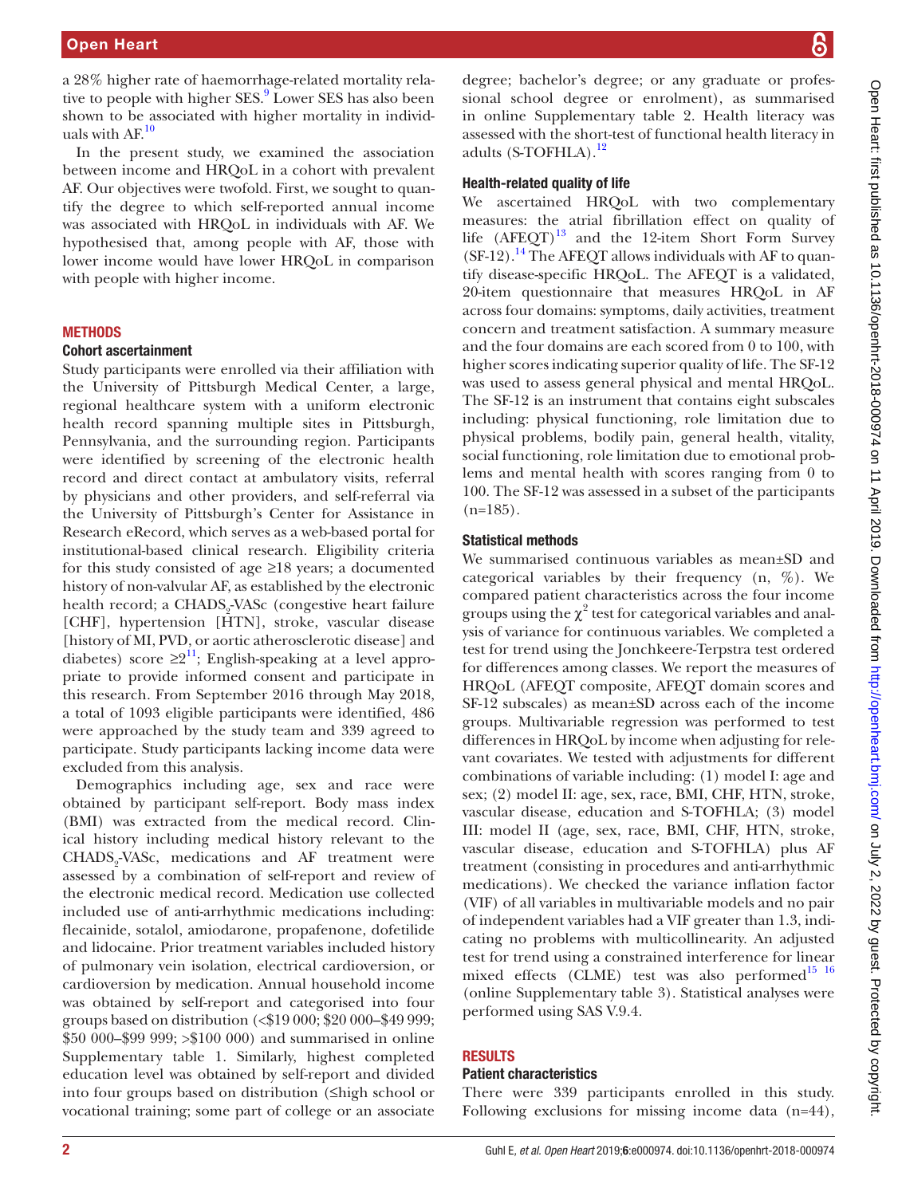a 28% higher rate of haemorrhage-related mortality relative to people with higher SES.[9] Lower SES has also been shown to be associated with higher mortality in individuals with AF.[10]

In the present study, we examined the association between income and HRQoL in a cohort with prevalent AF. Our objectives were twofold. First, we sought to quantify the degree to which self-reported annual income was associated with HRQoL in individuals with AF. We hypothesised that, among people with AF, those with lower income would have lower HRQoL in comparison with people with higher income.

## METHODS

### Cohort ascertainment

Study participants were enrolled via their affiliation with the University of Pittsburgh Medical Center, a large, regional healthcare system with a uniform electronic health record spanning multiple sites in Pittsburgh, Pennsylvania, and the surrounding region. Participants were identified by screening of the electronic health record and direct contact at ambulatory visits, referral by physicians and other providers, and self-referral via the University of Pittsburgh's Center for Assistance in Research eRecord, which serves as a web-based portal for institutional-based clinical research. Eligibility criteria for this study consisted of age ≥18 years; a documented history of non-valvular AF, as established by the electronic health record; a $CHADS_2$-VASc (congestive heart failure [CHF], hypertension [HTN], stroke, vascular disease [history of MI, PVD, or aortic atherosclerotic disease] and diabetes) score ≥2[11]; English-speaking at a level appropriate to provide informed consent and participate in this research. From September 2016 through May 2018, a total of 1093 eligible participants were identified, 486 were approached by the study team and 339 agreed to participate. Study participants lacking income data were excluded from this analysis.

Demographics including age, sex and race were obtained by participant self-report. Body mass index (BMI) was extracted from the medical record. Clinical history including medical history relevant to the $CHADS_2$-VASc, medications and AF treatment were assessed by a combination of self-report and review of the electronic medical record. Medication use collected included use of anti-arrhythmic medications including: flecainide, sotalol, amiodarone, propafenone, dofetilide and lidocaine. Prior treatment variables included history of pulmonary vein isolation, electrical cardioversion, or cardioversion by medication. Annual household income was obtained by self-report and categorised into four groups based on distribution (<\$19 000; \$20 000–\$49 999; \$50 000–\$99 999; >\$100 000) and summarised in online Supplementary table 1. Similarly, highest completed education level was obtained by self-report and divided into four groups based on distribution (≤high school or vocational training; some part of college or an associate degree; bachelor's degree; or any graduate or professional school degree or enrolment), as summarised in online Supplementary table 2. Health literacy was assessed with the short-test of functional health literacy in adults (S-TOFHLA).[12]

### Health-related quality of life

We ascertained HRQoL with two complementary measures: the atrial fibrillation effect on quality of life (AFEQT)[13] and the 12-item Short Form Survey (SF-12).[14] The AFEQT allows individuals with AF to quantify disease-specific HRQoL. The AFEQT is a validated, 20-item questionnaire that measures HRQoL in AF across four domains: symptoms, daily activities, treatment concern and treatment satisfaction. A summary measure and the four domains are each scored from 0 to 100, with higher scores indicating superior quality of life. The SF-12 was used to assess general physical and mental HRQoL. The SF-12 is an instrument that contains eight subscales including: physical functioning, role limitation due to physical problems, bodily pain, general health, vitality, social functioning, role limitation due to emotional problems and mental health with scores ranging from 0 to 100. The SF-12 was assessed in a subset of the participants (n=185).

### Statistical methods

We summarised continuous variables as mean±SD and categorical variables by their frequency (n, %). We compared patient characteristics across the four income groups using the $\chi^2$ test for categorical variables and analysis of variance for continuous variables. We completed a test for trend using the Jonchkeere-Terpstra test ordered for differences among classes. We report the measures of HRQoL (AFEQT composite, AFEQT domain scores and SF-12 subscales) as mean±SD across each of the income groups. Multivariable regression was performed to test differences in HRQoL by income when adjusting for relevant covariates. We tested with adjustments for different combinations of variable including: (1) model I: age and sex; (2) model II: age, sex, race, BMI, CHF, HTN, stroke, vascular disease, education and S-TOFHLA; (3) model III: model II (age, sex, race, BMI, CHF, HTN, stroke, vascular disease, education and S-TOFHLA) plus AF treatment (consisting in procedures and anti-arrhythmic medications). We checked the variance inflation factor (VIF) of all variables in multivariable models and no pair of independent variables had a VIF greater than 1.3, indicating no problems with multicollinearity. An adjusted test for trend using a constrained interference for linear mixed effects (CLME) test was also performed[15,16] (online Supplementary table 3). Statistical analyses were performed using SAS V.9.4.

## RESULTS

### Patient characteristics

There were 339 participants enrolled in this study. Following exclusions for missing income data (n=44),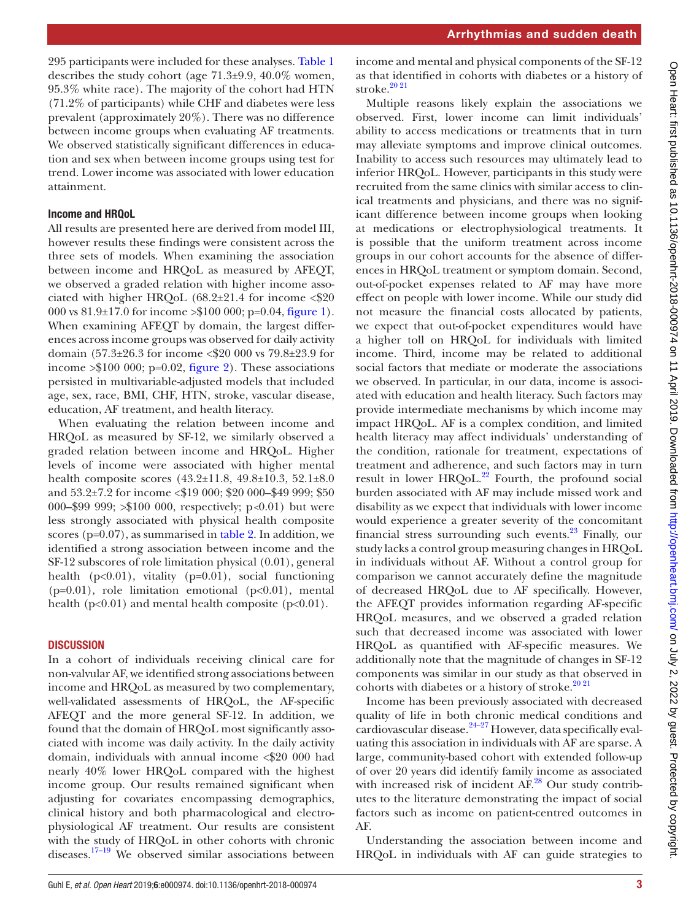295 participants were included for these analyses. Table 1 describes the study cohort (age 71.3±9.9, 40.0% women, 95.3% white race). The majority of the cohort had HTN (71.2% of participants) while CHF and diabetes were less prevalent (approximately 20%). There was no difference between income groups when evaluating AF treatments. We observed statistically significant differences in education and sex when between income groups using test for trend. Lower income was associated with lower education attainment.

### Income and HRQoL

All results are presented here are derived from model III, however results these findings were consistent across the three sets of models. When examining the association between income and HRQoL as measured by AFEQT, we observed a graded relation with higher income associated with higher HRQoL (68.2±21.4 for income <$20 000 vs 81.9±17.0 for income >$100 000; p=0.04, figure 1). When examining AFEQT by domain, the largest differences across income groups was observed for daily activity domain (57.3±26.3 for income <$20 000 vs 79.8±23.9 for income >$100 000; p=0.02, figure 2). These associations persisted in multivariable-adjusted models that included age, sex, race, BMI, CHF, HTN, stroke, vascular disease, education, AF treatment, and health literacy.

When evaluating the relation between income and HRQoL as measured by SF-12, we similarly observed a graded relation between income and HRQoL. Higher levels of income were associated with higher mental health composite scores (43.2±11.8, 49.8±10.3, 52.1±8.0 and 53.2±7.2 for income <$19 000; $20 000–$49 999; $50 000–$99 999; >$100 000, respectively; p<0.01) but were less strongly associated with physical health composite scores (p=0.07), as summarised in table 2. In addition, we identified a strong association between income and the SF-12 subscores of role limitation physical (0.01), general health (p<0.01), vitality (p=0.01), social functioning (p=0.01), role limitation emotional (p<0.01), mental health (p<0.01) and mental health composite (p<0.01).

## DISCUSSION

In a cohort of individuals receiving clinical care for non-valvular AF, we identified strong associations between income and HRQoL as measured by two complementary, well-validated assessments of HRQoL, the AF-specific AFEQT and the more general SF-12. In addition, we found that the domain of HRQoL most significantly associated with income was daily activity. In the daily activity domain, individuals with annual income <$20 000 had nearly 40% lower HRQoL compared with the highest income group. Our results remained significant when adjusting for covariates encompassing demographics, clinical history and both pharmacological and electrophysiological AF treatment. Our results are consistent with the study of HRQoL in other cohorts with chronic diseases.[17–19] We observed similar associations between income and mental and physical components of the SF-12 as that identified in cohorts with diabetes or a history of stroke.[20 21]

Multiple reasons likely explain the associations we observed. First, lower income can limit individuals' ability to access medications or treatments that in turn may alleviate symptoms and improve clinical outcomes. Inability to access such resources may ultimately lead to inferior HRQoL. However, participants in this study were recruited from the same clinics with similar access to clinical treatments and physicians, and there was no significant difference between income groups when looking at medications or electrophysiological treatments. It is possible that the uniform treatment across income groups in our cohort accounts for the absence of differences in HRQoL treatment or symptom domain. Second, out-of-pocket expenses related to AF may have more effect on people with lower income. While our study did not measure the financial costs allocated by patients, we expect that out-of-pocket expenditures would have a higher toll on HRQoL for individuals with limited income. Third, income may be related to additional social factors that mediate or moderate the associations we observed. In particular, in our data, income is associated with education and health literacy. Such factors may provide intermediate mechanisms by which income may impact HRQoL. AF is a complex condition, and limited health literacy may affect individuals' understanding of the condition, rationale for treatment, expectations of treatment and adherence, and such factors may in turn result in lower HRQoL.[22] Fourth, the profound social burden associated with AF may include missed work and disability as we expect that individuals with lower income would experience a greater severity of the concomitant financial stress surrounding such events.[23] Finally, our study lacks a control group measuring changes in HRQoL in individuals without AF. Without a control group for comparison we cannot accurately define the magnitude of decreased HRQoL due to AF specifically. However, the AFEQT provides information regarding AF-specific HRQoL measures, and we observed a graded relation such that decreased income was associated with lower HRQoL as quantified with AF-specific measures. We additionally note that the magnitude of changes in SF-12 components was similar in our study as that observed in cohorts with diabetes or a history of stroke.[20 21]

Income has been previously associated with decreased quality of life in both chronic medical conditions and cardiovascular disease.[24–27] However, data specifically evaluating this association in individuals with AF are sparse. A large, community-based cohort with extended follow-up of over 20 years did identify family income as associated with increased risk of incident AF.[28] Our study contributes to the literature demonstrating the impact of social factors such as income on patient-centred outcomes in AF.

Understanding the association between income and HRQoL in individuals with AF can guide strategies to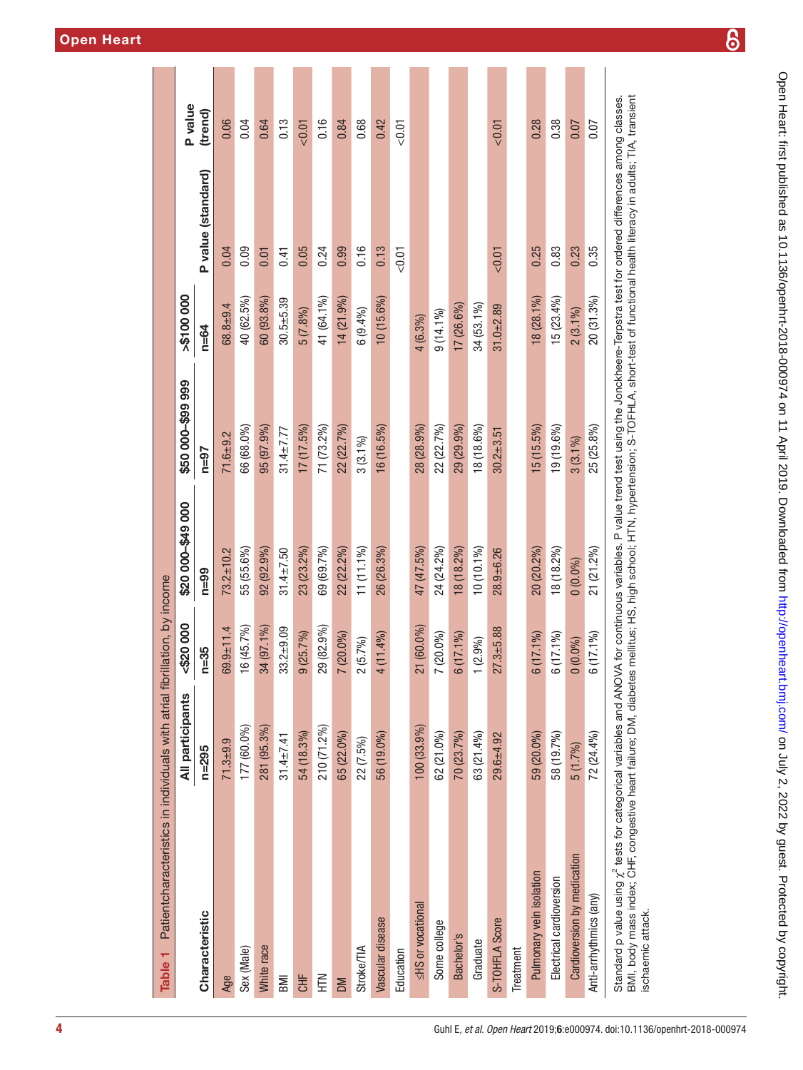**Table 1** Patientcharacteristics in individuals with atrial fibrillation, by income

| Characteristic | All participants n=295 | <$20 000 n=35 | $20 000–$49 000 n=99 | $50 000–$99 999 n=97 | >$100 000 n=64 | P value (standard) | P value (trend) |
|---|---|---|---|---|---|---|---|
| Age | 71.3±9.9 | 69.9±11.4 | 73.2±10.2 | 71.6±9.2 | 68.8±9.4 | 0.04 | 0.06 |
| Sex (Male) | 177 (60.0%) | 16 (45.7%) | 55 (55.6%) | 66 (68.0%) | 40 (62.5%) | 0.09 | 0.04 |
| White race | 281 (95.3%) | 34 (97.1%) | 92 (92.9%) | 95 (97.9%) | 60 (93.8%) | 0.01 | 0.64 |
| BMI | 31.4±7.41 | 33.2±9.09 | 31.4±7.50 | 31.4±7.77 | 30.5±5.39 | 0.41 | 0.13 |
| CHF | 54 (18.3%) | 9 (25.7%) | 23 (23.2%) | 17 (17.5%) | 5 (7.8%) | 0.05 | <0.01 |
| HTN | 210 (71.2%) | 29 (82.9%) | 69 (69.7%) | 71 (73.2%) | 41 (64.1%) | 0.24 | 0.16 |
| DM | 65 (22.0%) | 7 (20.0%) | 22 (22.2%) | 22 (22.7%) | 14 (21.9%) | 0.99 | 0.84 |
| Stroke/TIA | 22 (7.5%) | 2 (5.7%) | 11 (11.1%) | 3 (3.1%) | 6 (9.4%) | 0.16 | 0.68 |
| Vascular disease | 56 (19.0%) | 4 (11.4%) | 26 (26.3%) | 16 (16.5%) | 10 (15.6%) | 0.13 | 0.42 |
| Education | | | | | | <0.01 | <0.01 |
| ≤HS or vocational | 100 (33.9%) | 21 (60.0%) | 47 (47.5%) | 28 (28.9%) | 4 (6.3%) | | |
| Some college | 62 (21.0%) | 7 (20.0%) | 24 (24.2%) | 22 (22.7%) | 9 (14.1%) | | |
| Bachelor's | 70 (23.7%) | 6 (17.1%) | 18 (18.2%) | 29 (29.9%) | 17 (26.6%) | | |
| Graduate | 63 (21.4%) | 1 (2.9%) | 10 (10.1%) | 18 (18.6%) | 34 (53.1%) | | |
| S-TOHFLA Score | 29.6±4.92 | 27.3±5.88 | 28.9±6.26 | 30.2±3.51 | 31.0±2.89 | <0.01 | <0.01 |
| Treatment | | | | | | | |
| Pulmonary vein isolation | 59 (20.0%) | 6 (17.1%) | 20 (20.2%) | 15 (15.5%) | 18 (28.1%) | 0.25 | 0.28 |
| Electrical cardioversion | 58 (19.7%) | 6 (17.1%) | 18 (18.2%) | 19 (19.6%) | 15 (23.4%) | 0.83 | 0.38 |
| Cardioversion by medication | 5 (1.7%) | 0 (0.0%) | 0 (0.0%) | 3 (3.1%) | 2 (3.1%) | 0.23 | 0.07 |
| Anti-arrhythmics (any) | 72 (24.4%) | 6 (17.1%) | 21 (21.2%) | 25 (25.8%) | 20 (31.3%) | 0.35 | 0.07 |

Standard p value using $\chi^2$ tests for categorical variables and ANOVA for continuous variables. P value trend test using the Jonckheere-Terpstra test for ordered differences among classes.
BMI, body mass index; CHF, congestive heart failure; DM, diabetes mellitus; HS, high school; HTN, hypertension; S-TOFHLA, short-test of functional health literacy in adults; TIA, transient ischaemic attack.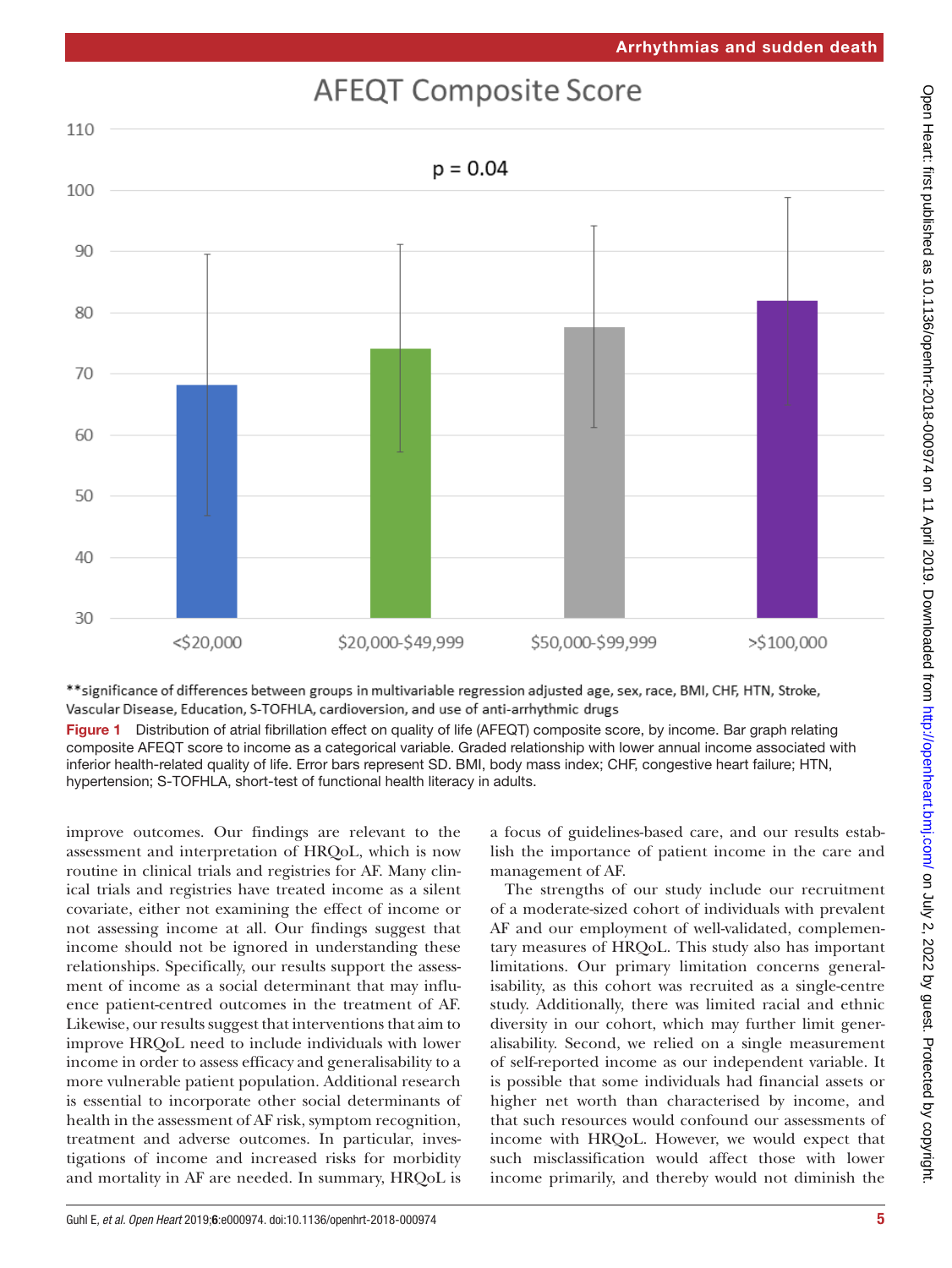**significance of differences between groups in multivariable regression adjusted age, sex, race, BMI, CHF, HTN, Stroke, Vascular Disease, Education, S-TOFHLA, cardioversion, and use of anti-arrhythmic drugs

**Figure 1** Distribution of atrial fibrillation effect on quality of life (AFEQT) composite score, by income. Bar graph relating composite AFEQT score to income as a categorical variable. Graded relationship with lower annual income associated with inferior health-related quality of life. Error bars represent SD. BMI, body mass index; CHF, congestive heart failure; HTN, hypertension; S-TOFHLA, short-test of functional health literacy in adults.

improve outcomes. Our findings are relevant to the assessment and interpretation of HRQoL, which is now routine in clinical trials and registries for AF. Many clinical trials and registries have treated income as a silent covariate, either not examining the effect of income or not assessing income at all. Our findings suggest that income should not be ignored in understanding these relationships. Specifically, our results support the assessment of income as a social determinant that may influence patient-centred outcomes in the treatment of AF. Likewise, our results suggest that interventions that aim to improve HRQoL need to include individuals with lower income in order to assess efficacy and generalisability to a more vulnerable patient population. Additional research is essential to incorporate other social determinants of health in the assessment of AF risk, symptom recognition, treatment and adverse outcomes. In particular, investigations of income and increased risks for morbidity and mortality in AF are needed. In summary, HRQoL is a focus of guidelines-based care, and our results establish the importance of patient income in the care and management of AF.

The strengths of our study include our recruitment of a moderate-sized cohort of individuals with prevalent AF and our employment of well-validated, complementary measures of HRQoL. This study also has important limitations. Our primary limitation concerns generalisability, as this cohort was recruited as a single-centre study. Additionally, there was limited racial and ethnic diversity in our cohort, which may further limit generalisability. Second, we relied on a single measurement of self-reported income as our independent variable. It is possible that some individuals had financial assets or higher net worth than characterised by income, and that such resources would confound our assessments of income with HRQoL. However, we would expect that such misclassification would affect those with lower income primarily, and thereby would not diminish the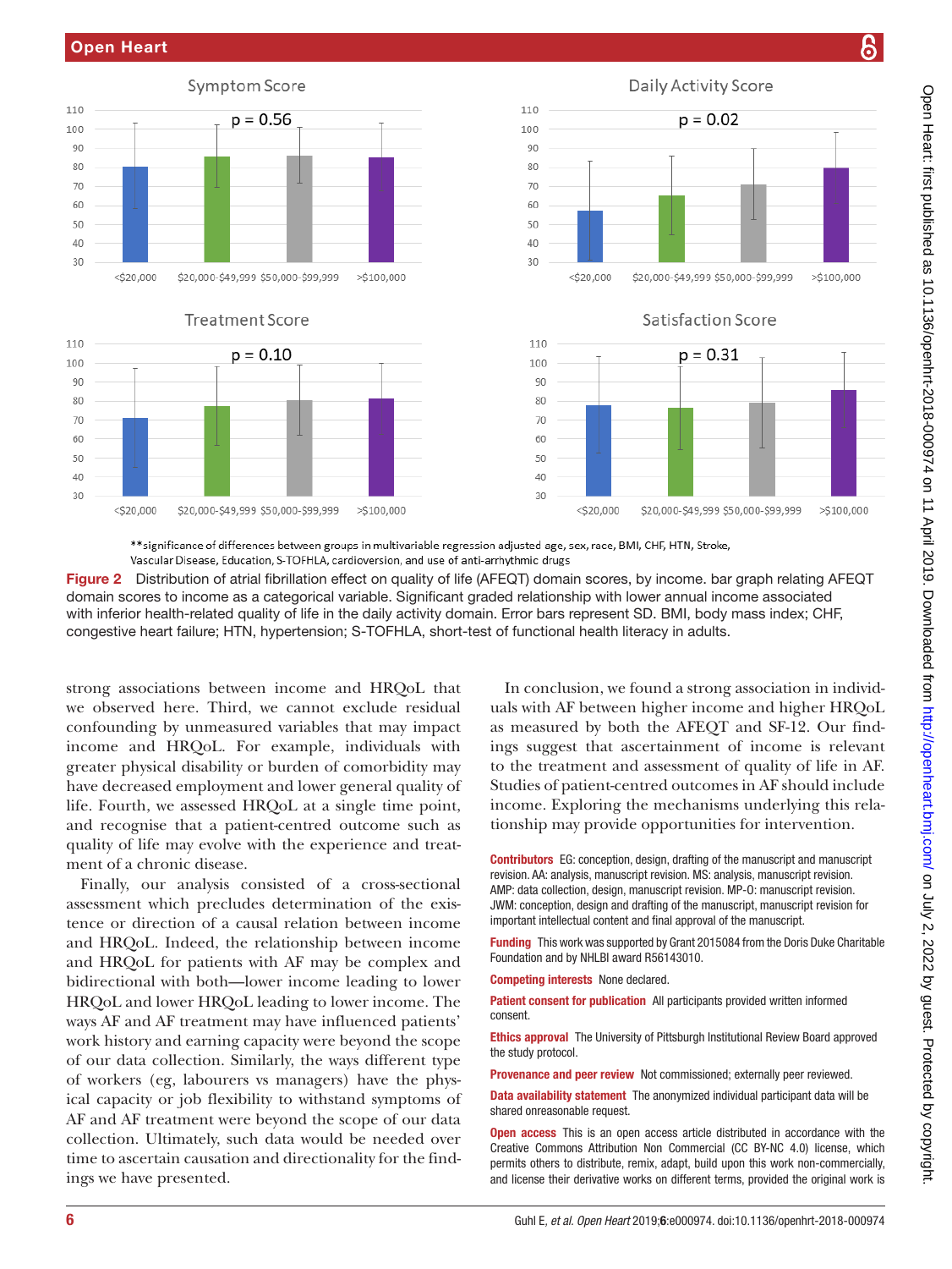Symptom Score

p = 0.56

110
100
90
80
70
60
50
40
30

<$20,000 $20,000-$49,999 $50,000-$99,999 >$100,000

Daily Activity Score

p = 0.02

110
100
90
80
70
60
50
40
30

<$20,000 $20,000-$49,999 $50,000-$99,999 >$100,000

Treatment Score

p = 0.10

110
100
90
80
70
60
50
40
30

<$20,000 $20,000-$49,999 $50,000-$99,999 >$100,000

Satisfaction Score

p = 0.31

110
100
90
80
70
60
50
40
30

<$20,000 $20,000-$49,999 $50,000-$99,999 >$100,000

**significance of differences between groups in multivariable regression adjusted age, sex, race, BMI, CHF, HTN, Stroke, Vascular Disease, Education, S-TOFHLA, cardioversion, and use of anti-arrhythmic drugs

**Figure 2** Distribution of atrial fibrillation effect on quality of life (AFEQT) domain scores, by income. bar graph relating AFEQT domain scores to income as a categorical variable. Significant graded relationship with lower annual income associated with inferior health-related quality of life in the daily activity domain. Error bars represent SD. BMI, body mass index; CHF, congestive heart failure; HTN, hypertension; S-TOFHLA, short-test of functional health literacy in adults.

strong associations between income and HRQoL that we observed here. Third, we cannot exclude residual confounding by unmeasured variables that may impact income and HRQoL. For example, individuals with greater physical disability or burden of comorbidity may have decreased employment and lower general quality of life. Fourth, we assessed HRQoL at a single time point, and recognise that a patient-centred outcome such as quality of life may evolve with the experience and treatment of a chronic disease.

Finally, our analysis consisted of a cross-sectional assessment which precludes determination of the existence or direction of a causal relation between income and HRQoL. Indeed, the relationship between income and HRQoL for patients with AF may be complex and bidirectional with both—lower income leading to lower HRQoL and lower HRQoL leading to lower income. The ways AF and AF treatment may have influenced patients' work history and earning capacity were beyond the scope of our data collection. Similarly, the ways different type of workers (eg, labourers vs managers) have the physical capacity or job flexibility to withstand symptoms of AF and AF treatment were beyond the scope of our data collection. Ultimately, such data would be needed over time to ascertain causation and directionality for the findings we have presented.

In conclusion, we found a strong association in individuals with AF between higher income and higher HRQoL as measured by both the AFEQT and SF-12. Our findings suggest that ascertainment of income is relevant to the treatment and assessment of quality of life in AF. Studies of patient-centred outcomes in AF should include income. Exploring the mechanisms underlying this relationship may provide opportunities for intervention.

**Contributors** EG: conception, design, drafting of the manuscript and manuscript revision. AA: analysis, manuscript revision. MS: analysis, manuscript revision. AMP: data collection, design, manuscript revision. MP-O: manuscript revision. JWM: conception, design and drafting of the manuscript, manuscript revision for important intellectual content and final approval of the manuscript.

**Funding** This work was supported by Grant 2015084 from the Doris Duke Charitable Foundation and by NHLBI award R56143010.

**Competing interests** None declared.

**Patient consent for publication** All participants provided written informed consent.

**Ethics approval** The University of Pittsburgh Institutional Review Board approved the study protocol.

**Provenance and peer review** Not commissioned; externally peer reviewed.

**Data availability statement** The anonymized individual participant data will be shared onreasonable request.

**Open access** This is an open access article distributed in accordance with the Creative Commons Attribution Non Commercial (CC BY-NC 4.0) license, which permits others to distribute, remix, adapt, build upon this work non-commercially, and license their derivative works on different terms, provided the original work is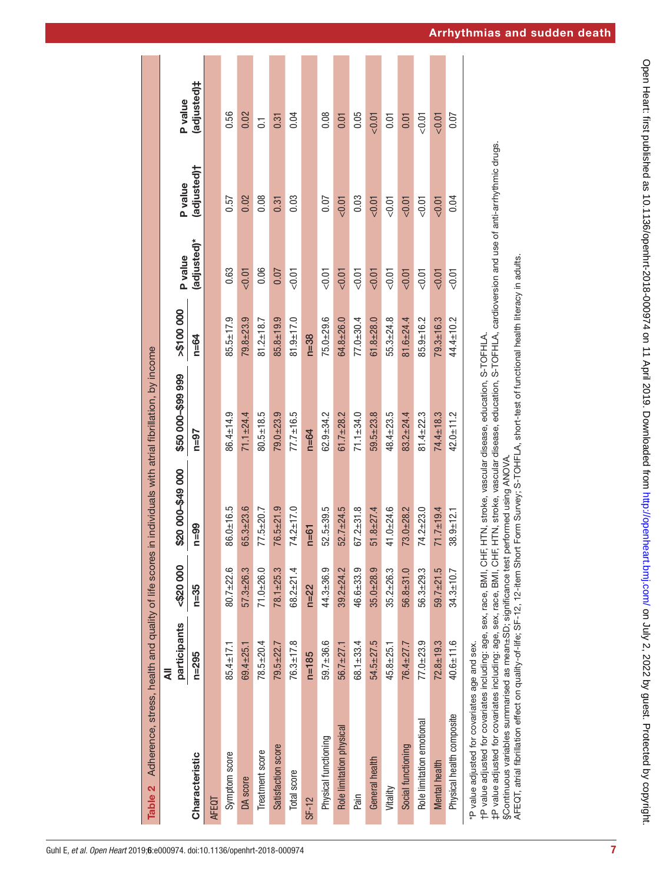**Table 2** Adherence, stress, health and quality of life scores in individuals with atrial fibrillation, by income

| Characteristic | All participants | <$20 000 | $20 000–$49 000 | $50 000–$99 999 | >$100 000 | P value (adjusted)* | P value (adjusted)† | P value (adjusted)‡ |
|---|---|---|---|---|---|---|---|---|
| | n=295 | n=35 | n=99 | n=97 | n=64 | | | |
| AFEQT | | | | | | | | |
| Symptom score | 85.4±17.1 | 80.7±22.6 | 86.0±16.5 | 86.4±14.9 | 85.5±17.9 | 0.63 | 0.57 | 0.56 |
| DA score | 69.4±25.1 | 57.3±26.3 | 65.3±23.6 | 71.1±24.4 | 79.8±23.9 | <0.01 | 0.02 | 0.02 |
| Treatment score | 78.5±20.4 | 71.0±26.0 | 77.5±20.7 | 80.5±18.5 | 81.2±18.7 | 0.06 | 0.08 | 0.1 |
| Satisfaction score | 79.5±22.7 | 78.1±25.3 | 76.5±21.9 | 79.0±23.9 | 85.8±19.9 | 0.07 | 0.31 | 0.31 |
| Total score | 76.3±17.8 | 68.2±21.4 | 74.2±17.0 | 77.7±16.5 | 81.9±17.0 | <0.01 | 0.03 | 0.04 |
| SF-12 | n=185 | n=22 | n=61 | n=64 | n=38 | | | |
| Physical functioning | 59.7±36.6 | 44.3±36.9 | 52.5±39.5 | 62.9±34.2 | 75.0±29.6 | <0.01 | 0.07 | 0.08 |
| Role limitation physical | 56.7±27.1 | 39.2±24.2 | 52.7±24.5 | 61.7±28.2 | 64.8±26.0 | <0.01 | <0.01 | 0.01 |
| Pain | 68.1±33.4 | 46.6±33.9 | 67.2±31.8 | 71.1±34.0 | 77.0±30.4 | <0.01 | 0.03 | 0.05 |
| General health | 54.5±27.5 | 35.0±28.9 | 51.8±27.4 | 59.5±23.8 | 61.8±28.0 | <0.01 | <0.01 | <0.01 |
| Vitality | 45.8±25.1 | 35.2±26.3 | 41.0±24.6 | 48.4±23.5 | 55.3±24.8 | <0.01 | <0.01 | 0.01 |
| Social functioning | 76.4±27.7 | 56.8±31.0 | 73.0±28.2 | 83.2±24.4 | 81.6±24.4 | <0.01 | <0.01 | 0.01 |
| Role limitation emotional | 77.0±23.9 | 56.3±29.3 | 74.2±23.0 | 81.4±22.3 | 85.9±16.2 | <0.01 | <0.01 | <0.01 |
| Mental health | 72.8±19.3 | 59.7±21.5 | 71.7±19.4 | 74.4±18.3 | 79.3±16.3 | <0.01 | <0.01 | <0.01 |
| Physical health composite | 40.6±11.6 | 34.3±10.7 | 38.9±12.1 | 42.0±11.2 | 44.4±10.2 | <0.01 | 0.04 | 0.07 |

*P value adjusted for covariates age and sex.
†P value adjusted for covariates including: age, sex, race, BMI, CHF, HTN, stroke, vascular disease, education, S-TOFHLA.
‡P value adjusted for covariates including: age, sex, race, BMI, CHF, HTN, stroke, vascular disease, education, S-TOFHLA, cardioversion and use of anti-arrhythmic drugs.
§Continuous variables summarised as mean±SD; significance test performed using ANOVA.
AFEQT, atrial fibrillation effect on quality-of-life; SF-12, 12-item Short Form Survey; S-TOHFLA, short-test of functional health literacy in adults.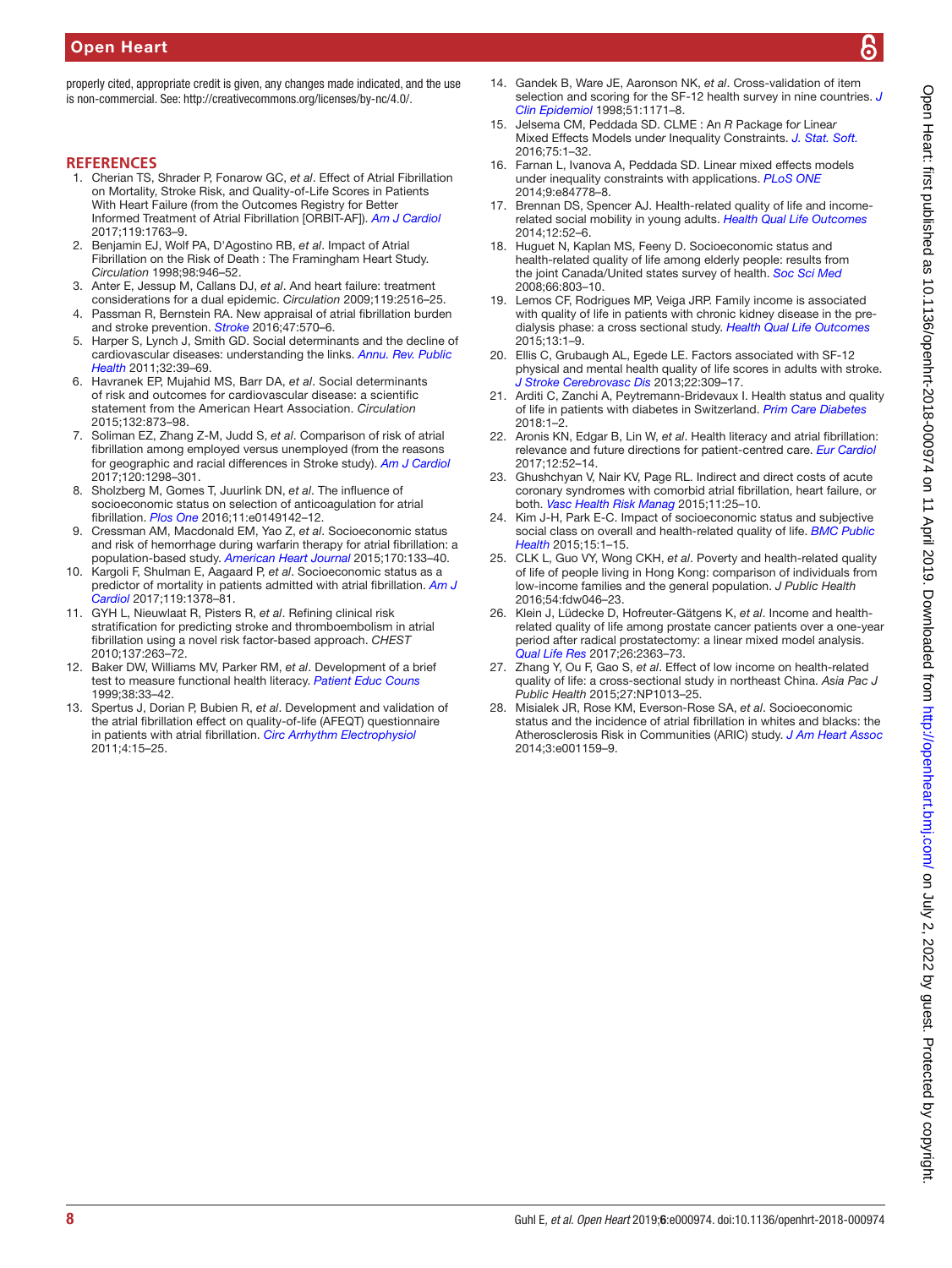properly cited, appropriate credit is given, any changes made indicated, and the use is non-commercial. See: http://creativecommons.org/licenses/by-nc/4.0/.

## REFERENCES

1. Cherian TS, Shrader P, Fonarow GC, *et al*. Effect of Atrial Fibrillation on Mortality, Stroke Risk, and Quality-of-Life Scores in Patients With Heart Failure (from the Outcomes Registry for Better Informed Treatment of Atrial Fibrillation [ORBIT-AF]). *Am J Cardiol* 2017;119:1763–9.
2. Benjamin EJ, Wolf PA, D'Agostino RB, *et al*. Impact of Atrial Fibrillation on the Risk of Death : The Framingham Heart Study. *Circulation* 1998;98:946–52.
3. Anter E, Jessup M, Callans DJ, *et al*. And heart failure: treatment considerations for a dual epidemic. *Circulation* 2009;119:2516–25.
4. Passman R, Bernstein RA. New appraisal of atrial fibrillation burden and stroke prevention. *Stroke* 2016;47:570–6.
5. Harper S, Lynch J, Smith GD. Social determinants and the decline of cardiovascular diseases: understanding the links. *Annu. Rev. Public Health* 2011;32:39–69.
6. Havranek EP, Mujahid MS, Barr DA, *et al*. Social determinants of risk and outcomes for cardiovascular disease: a scientific statement from the American Heart Association. *Circulation* 2015;132:873–98.
7. Soliman EZ, Zhang Z-M, Judd S, *et al*. Comparison of risk of atrial fibrillation among employed versus unemployed (from the reasons for geographic and racial differences in Stroke study). *Am J Cardiol* 2017;120:1298–301.
8. Sholzberg M, Gomes T, Juurlink DN, *et al*. The influence of socioeconomic status on selection of anticoagulation for atrial fibrillation. *Plos One* 2016;11:e0149142–12.
9. Cressman AM, Macdonald EM, Yao Z, *et al*. Socioeconomic status and risk of hemorrhage during warfarin therapy for atrial fibrillation: a population-based study. *American Heart Journal* 2015;170:133–40.
10. Kargoli F, Shulman E, Aagaard P, *et al*. Socioeconomic status as a predictor of mortality in patients admitted with atrial fibrillation. *Am J Cardiol* 2017;119:1378–81.
11. GYH L, Nieuwlaat R, Pisters R, *et al*. Refining clinical risk stratification for predicting stroke and thromboembolism in atrial fibrillation using a novel risk factor-based approach. *CHEST* 2010;137:263–72.
12. Baker DW, Williams MV, Parker RM, *et al*. Development of a brief test to measure functional health literacy. *Patient Educ Couns* 1999;38:33–42.
13. Spertus J, Dorian P, Bubien R, *et al*. Development and validation of the atrial fibrillation effect on quality-of-life (AFEQT) questionnaire in patients with atrial fibrillation. *Circ Arrhythm Electrophysiol* 2011;4:15–25.
14. Gandek B, Ware JE, Aaronson NK, *et al*. Cross-validation of item selection and scoring for the SF-12 health survey in nine countries. *J Clin Epidemiol* 1998;51:1171–8.
15. Jelsema CM, Peddada SD. CLME : An *R* Package for Linear Mixed Effects Models under Inequality Constraints. *J. Stat. Soft.* 2016;75:1–32.
16. Farnan L, Ivanova A, Peddada SD. Linear mixed effects models under inequality constraints with applications. *PLoS ONE* 2014;9:e84778–8.
17. Brennan DS, Spencer AJ. Health-related quality of life and income-related social mobility in young adults. *Health Qual Life Outcomes* 2014;12:52–6.
18. Huguet N, Kaplan MS, Feeny D. Socioeconomic status and health-related quality of life among elderly people: results from the joint Canada/United states survey of health. *Soc Sci Med* 2008;66:803–10.
19. Lemos CF, Rodrigues MP, Veiga JRP. Family income is associated with quality of life in patients with chronic kidney disease in the pre-dialysis phase: a cross sectional study. *Health Qual Life Outcomes* 2015;13:1–9.
20. Ellis C, Grubaugh AL, Egede LE. Factors associated with SF-12 physical and mental health quality of life scores in adults with stroke. *J Stroke Cerebrovasc Dis* 2013;22:309–17.
21. Arditi C, Zanchi A, Peytremann-Bridevaux I. Health status and quality of life in patients with diabetes in Switzerland. *Prim Care Diabetes* 2018:1–2.
22. Aronis KN, Edgar B, Lin W, *et al*. Health literacy and atrial fibrillation: relevance and future directions for patient-centred care. *Eur Cardiol* 2017;12:52–14.
23. Ghushchyan V, Nair KV, Page RL. Indirect and direct costs of acute coronary syndromes with comorbid atrial fibrillation, heart failure, or both. *Vasc Health Risk Manag* 2015;11:25–10.
24. Kim J-H, Park E-C. Impact of socioeconomic status and subjective social class on overall and health-related quality of life. *BMC Public Health* 2015;15:1–15.
25. CLK L, Guo VY, Wong CKH, *et al*. Poverty and health-related quality of life of people living in Hong Kong: comparison of individuals from low-income families and the general population. *J Public Health* 2016;54:fdw046–23.
26. Klein J, Lüdecke D, Hofreuter-Gätgens K, *et al*. Income and health-related quality of life among prostate cancer patients over a one-year period after radical prostatectomy: a linear mixed model analysis. *Qual Life Res* 2017;26:2363–73.
27. Zhang Y, Ou F, Gao S, *et al*. Effect of low income on health-related quality of life: a cross-sectional study in northeast China. *Asia Pac J Public Health* 2015;27:NP1013–25.
28. Misialek JR, Rose KM, Everson-Rose SA, *et al*. Socioeconomic status and the incidence of atrial fibrillation in whites and blacks: the Atherosclerosis Risk in Communities (ARIC) study. *J Am Heart Assoc* 2014;3:e001159–9.